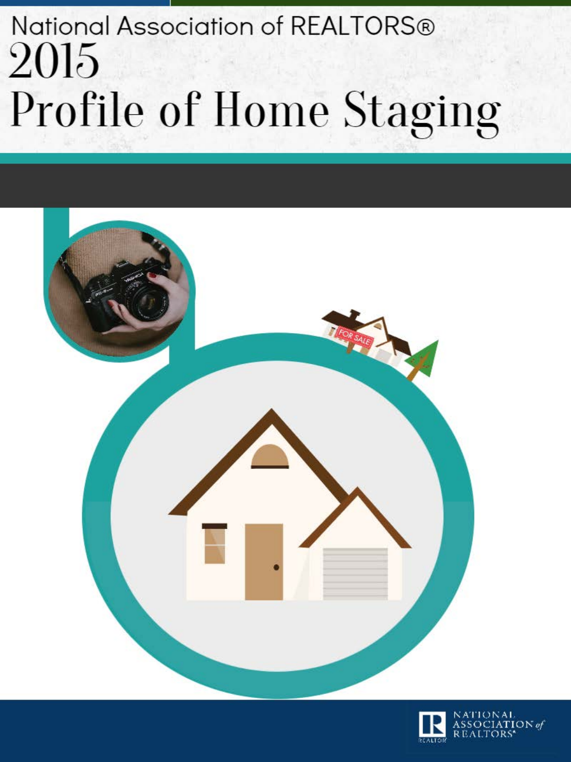# National Association of REALTORS®

# 2015
# Profile of Home Staging

NATIONAL ASSOCIATION of REALTORS®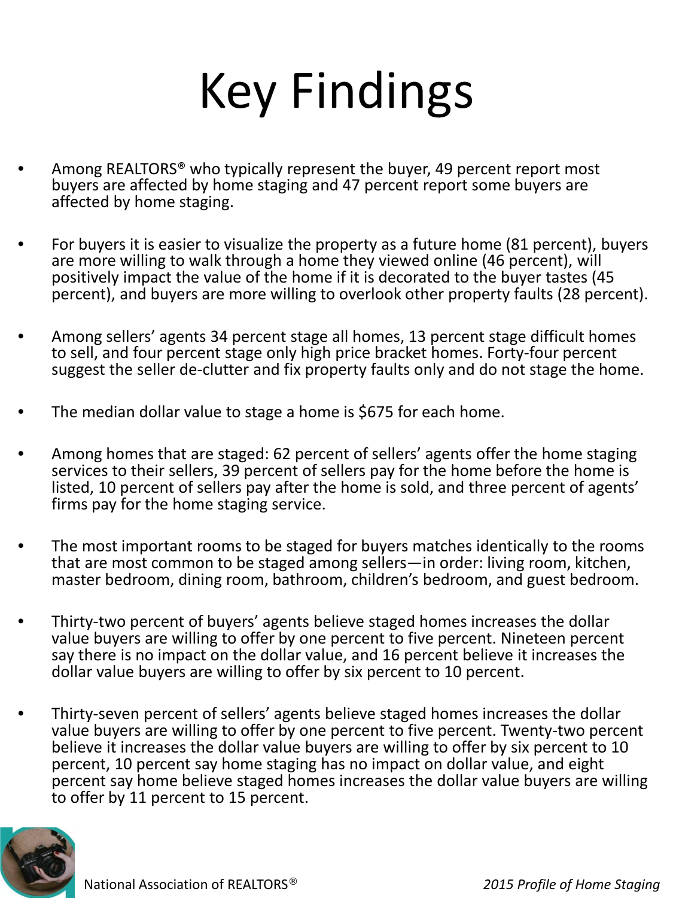# Key Findings

- Among REALTORS® who typically represent the buyer, 49 percent report most buyers are affected by home staging and 47 percent report some buyers are affected by home staging.
- For buyers it is easier to visualize the property as a future home (81 percent), buyers are more willing to walk through a home they viewed online (46 percent), will positively impact the value of the home if it is decorated to the buyer tastes (45 percent), and buyers are more willing to overlook other property faults (28 percent).
- Among sellers' agents 34 percent stage all homes, 13 percent stage difficult homes to sell, and four percent stage only high price bracket homes. Forty-four percent suggest the seller de-clutter and fix property faults only and do not stage the home.
- The median dollar value to stage a home is $675 for each home.
- Among homes that are staged: 62 percent of sellers' agents offer the home staging services to their sellers, 39 percent of sellers pay for the home before the home is listed, 10 percent of sellers pay after the home is sold, and three percent of agents' firms pay for the home staging service.
- The most important rooms to be staged for buyers matches identically to the rooms that are most common to be staged among sellers—in order: living room, kitchen, master bedroom, dining room, bathroom, children's bedroom, and guest bedroom.
- Thirty-two percent of buyers' agents believe staged homes increases the dollar value buyers are willing to offer by one percent to five percent. Nineteen percent say there is no impact on the dollar value, and 16 percent believe it increases the dollar value buyers are willing to offer by six percent to 10 percent.
- Thirty-seven percent of sellers' agents believe staged homes increases the dollar value buyers are willing to offer by one percent to five percent. Twenty-two percent believe it increases the dollar value buyers are willing to offer by six percent to 10 percent, 10 percent say home staging has no impact on dollar value, and eight percent say home believe staged homes increases the dollar value buyers are willing to offer by 11 percent to 15 percent.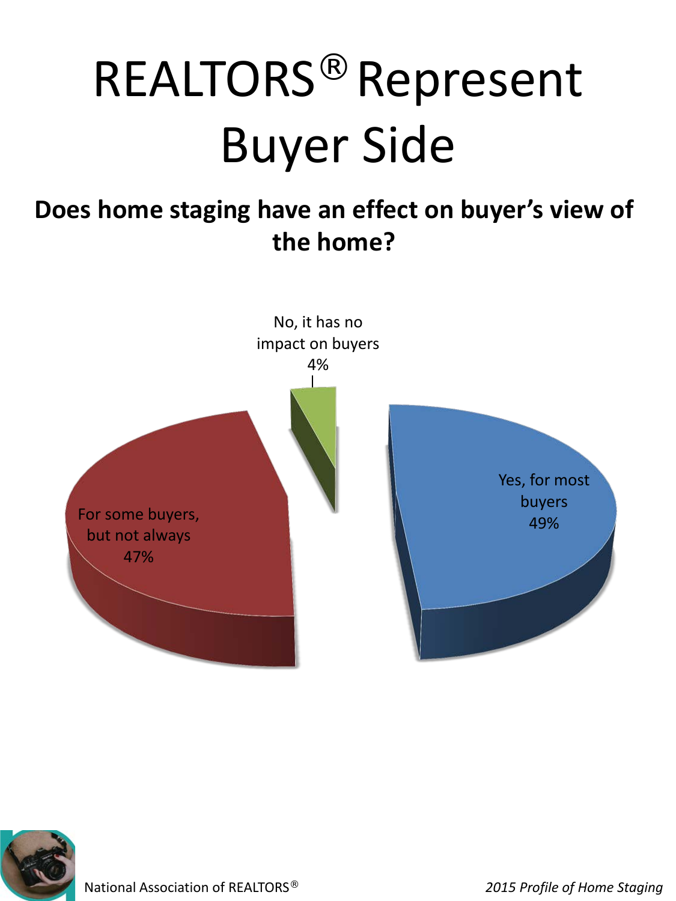# REALTORS® Represent Buyer Side

**Does home staging have an effect on buyer's view of the home?**

No, it has no impact on buyers
4%

Yes, for most buyers
49%

For some buyers, but not always
47%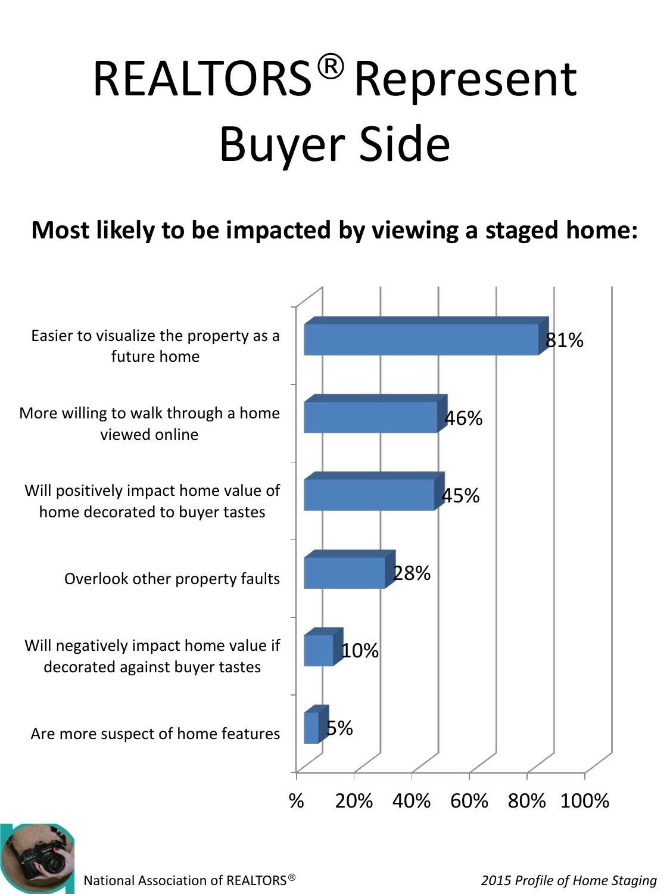# REALTORS® Represent Buyer Side

**Most likely to be impacted by viewing a staged home:**

| Impact | Percent |
|---|---|
| Easier to visualize the property as a future home | 81% |
| More willing to walk through a home viewed online | 46% |
| Will positively impact home value of home decorated to buyer tastes | 45% |
| Overlook other property faults | 28% |
| Will negatively impact home value if decorated against buyer tastes | 10% |
| Are more suspect of home features | 5% |

National Association of REALTORS®

*2015 Profile of Home Staging*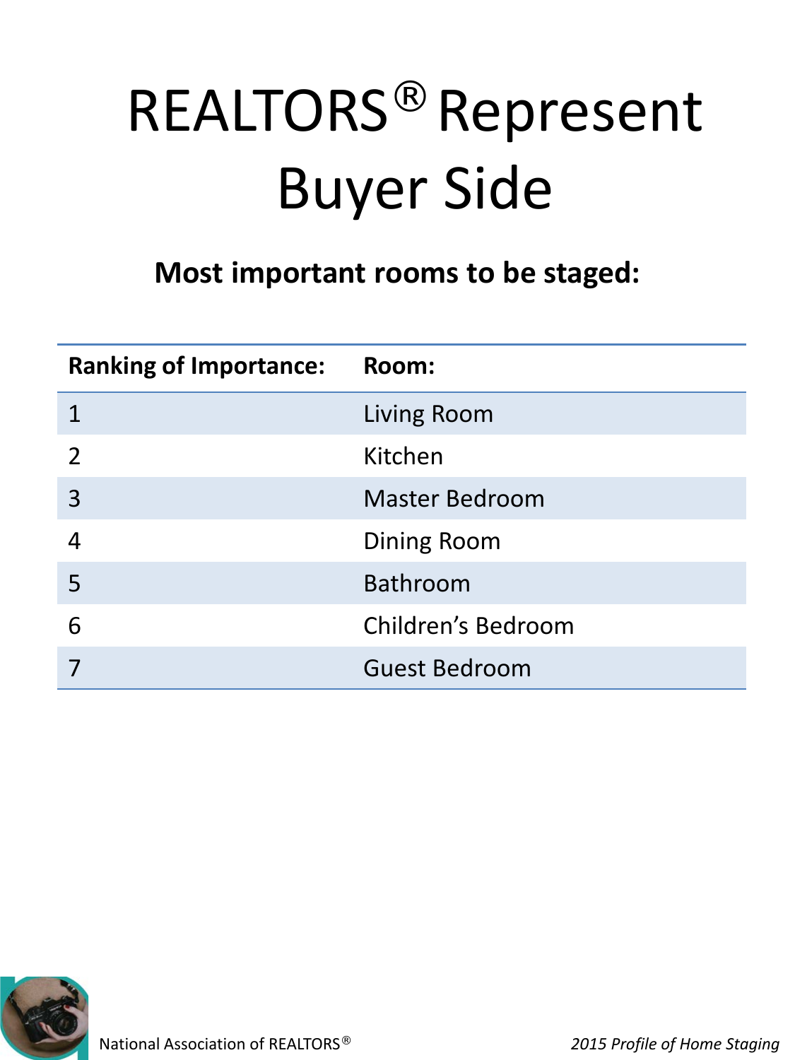# REALTORS® Represent Buyer Side

**Most important rooms to be staged:**

| Ranking of Importance: | Room: |
|---|---|
| 1 | Living Room |
| 2 | Kitchen |
| 3 | Master Bedroom |
| 4 | Dining Room |
| 5 | Bathroom |
| 6 | Children's Bedroom |
| 7 | Guest Bedroom |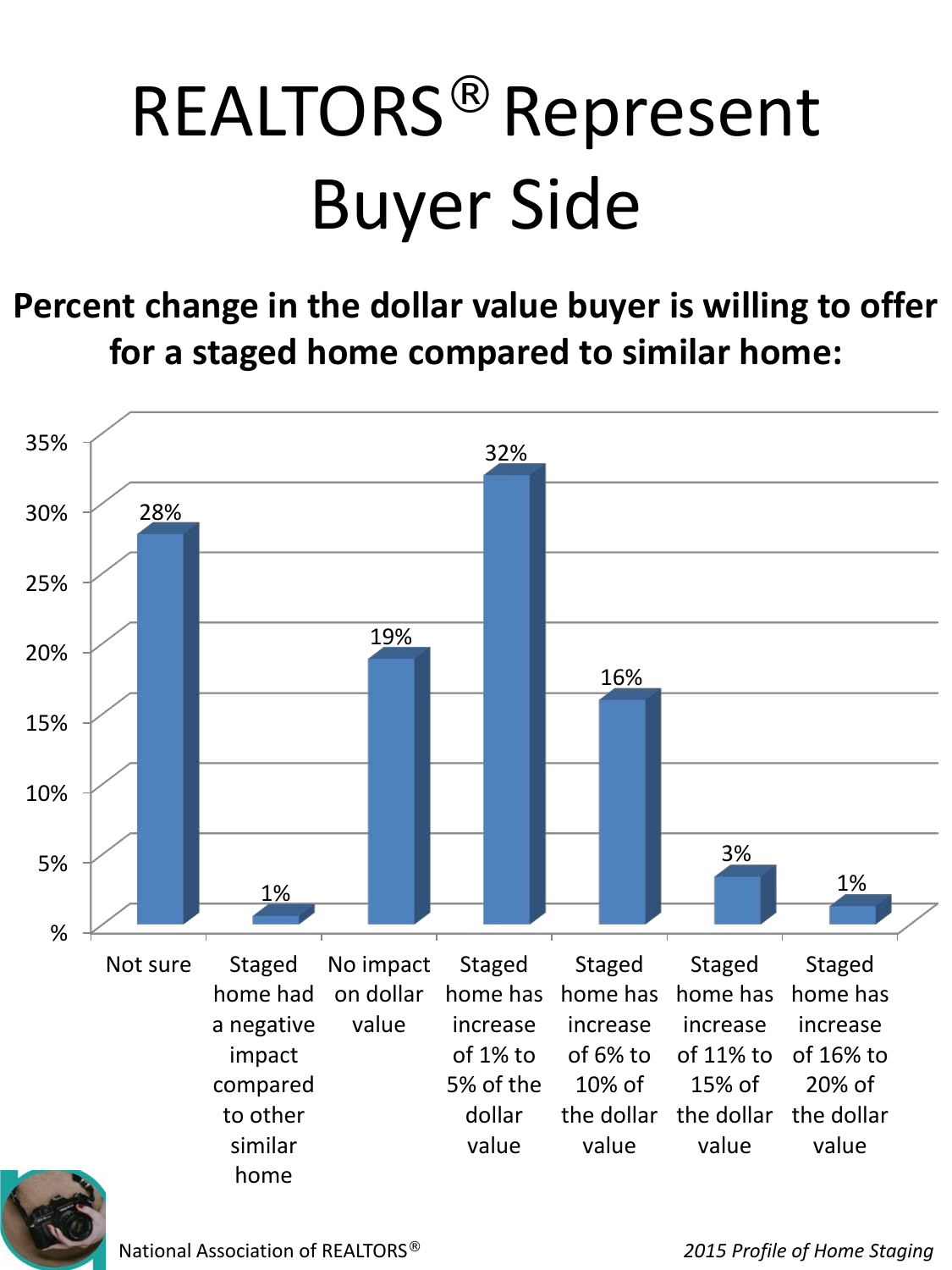# REALTORS® Represent Buyer Side

**Percent change in the dollar value buyer is willing to offer for a staged home compared to similar home:**

| Response | Percent |
| --- | --- |
| Not sure | 28% |
| Staged home had a negative impact compared to other similar home | 1% |
| No impact on dollar value | 19% |
| Staged home has increase of 1% to 5% of the dollar value | 32% |
| Staged home has increase of 6% to 10% of the dollar value | 16% |
| Staged home has increase of 11% to 15% of the dollar value | 3% |
| Staged home has increase of 16% to 20% of the dollar value | 1% |

National Association of REALTORS®

*2015 Profile of Home Staging*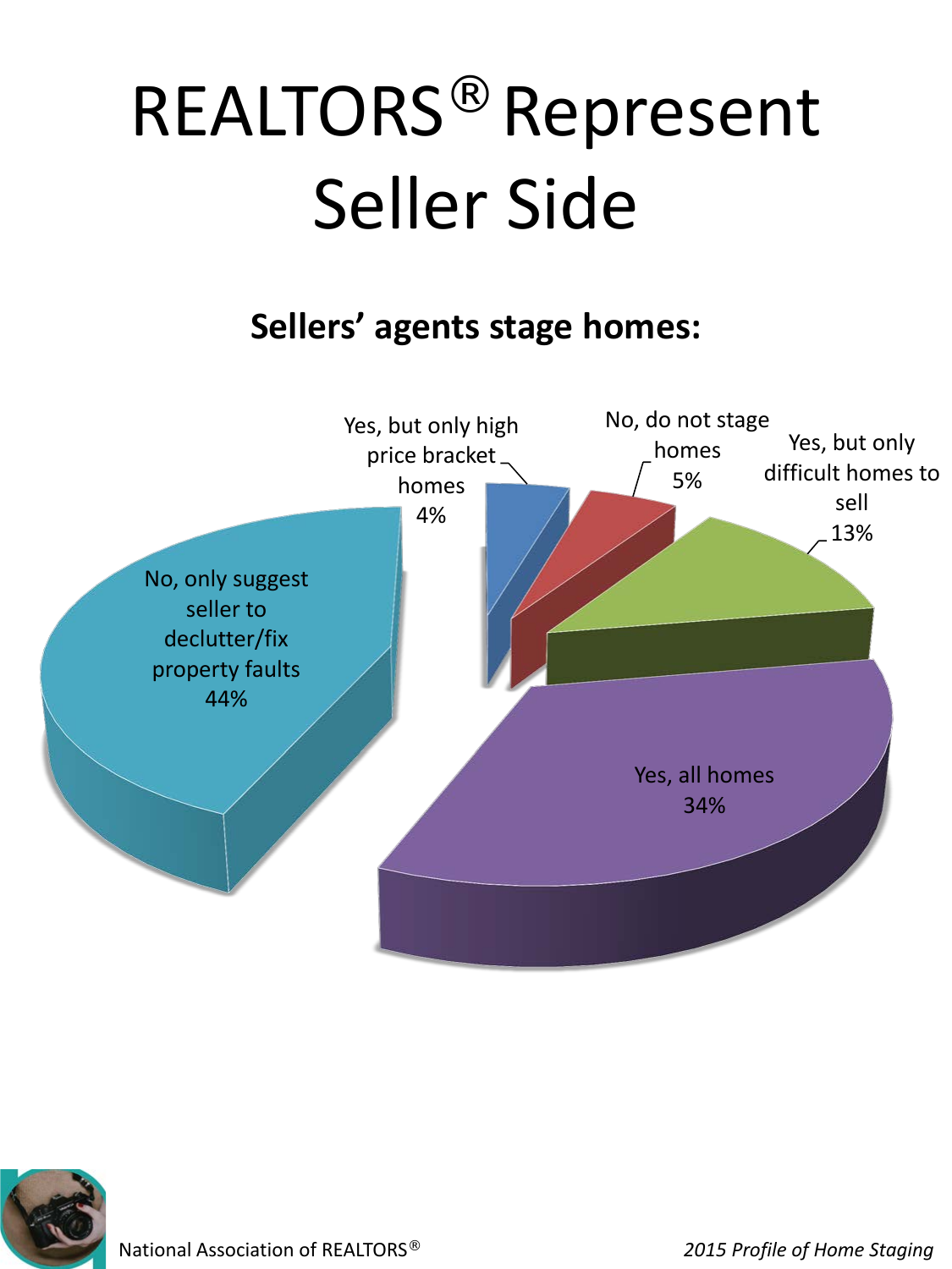# REALTORS® Represent Seller Side

## Sellers' agents stage homes:

- Yes, but only high price bracket homes 4%
- No, do not stage homes 5%
- Yes, but only difficult homes to sell 13%
- Yes, all homes 34%
- No, only suggest seller to declutter/fix property faults 44%

National Association of REALTORS®

*2015 Profile of Home Staging*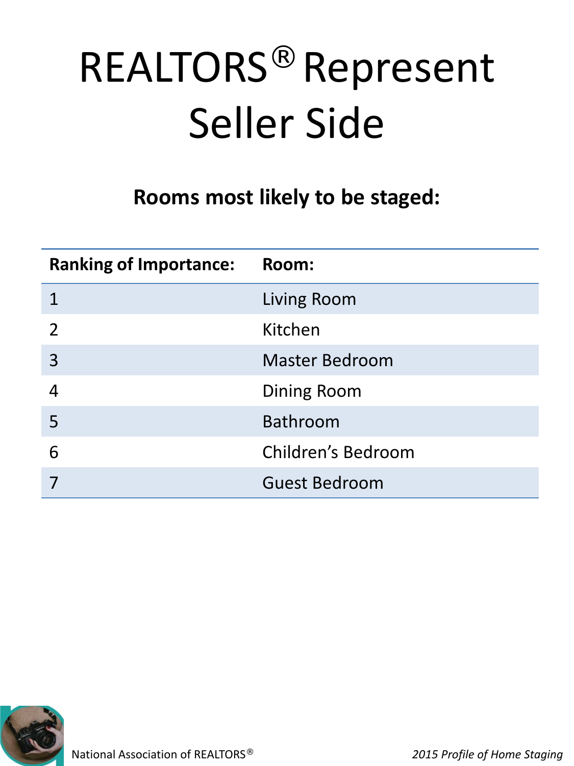# REALTORS® Represent Seller Side

**Rooms most likely to be staged:**

| Ranking of Importance: | Room: |
|---|---|
| 1 | Living Room |
| 2 | Kitchen |
| 3 | Master Bedroom |
| 4 | Dining Room |
| 5 | Bathroom |
| 6 | Children's Bedroom |
| 7 | Guest Bedroom |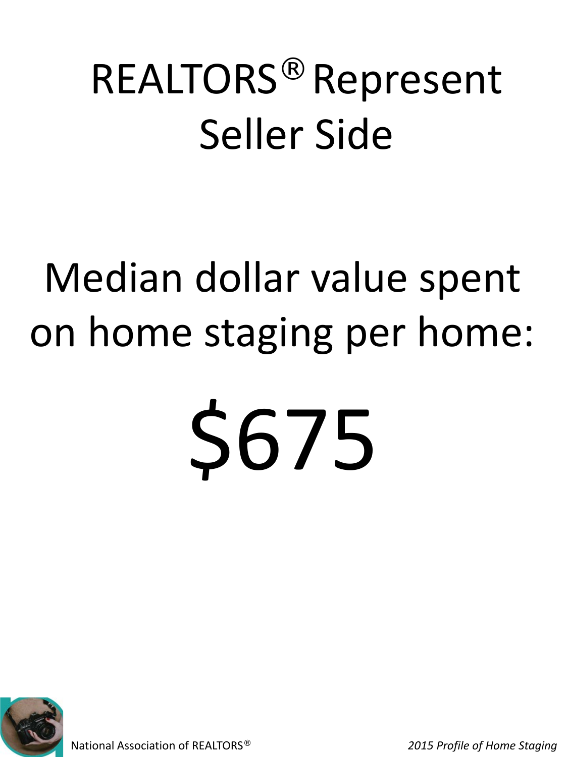# REALTORS® Represent Seller Side

Median dollar value spent on home staging per home:

**$675**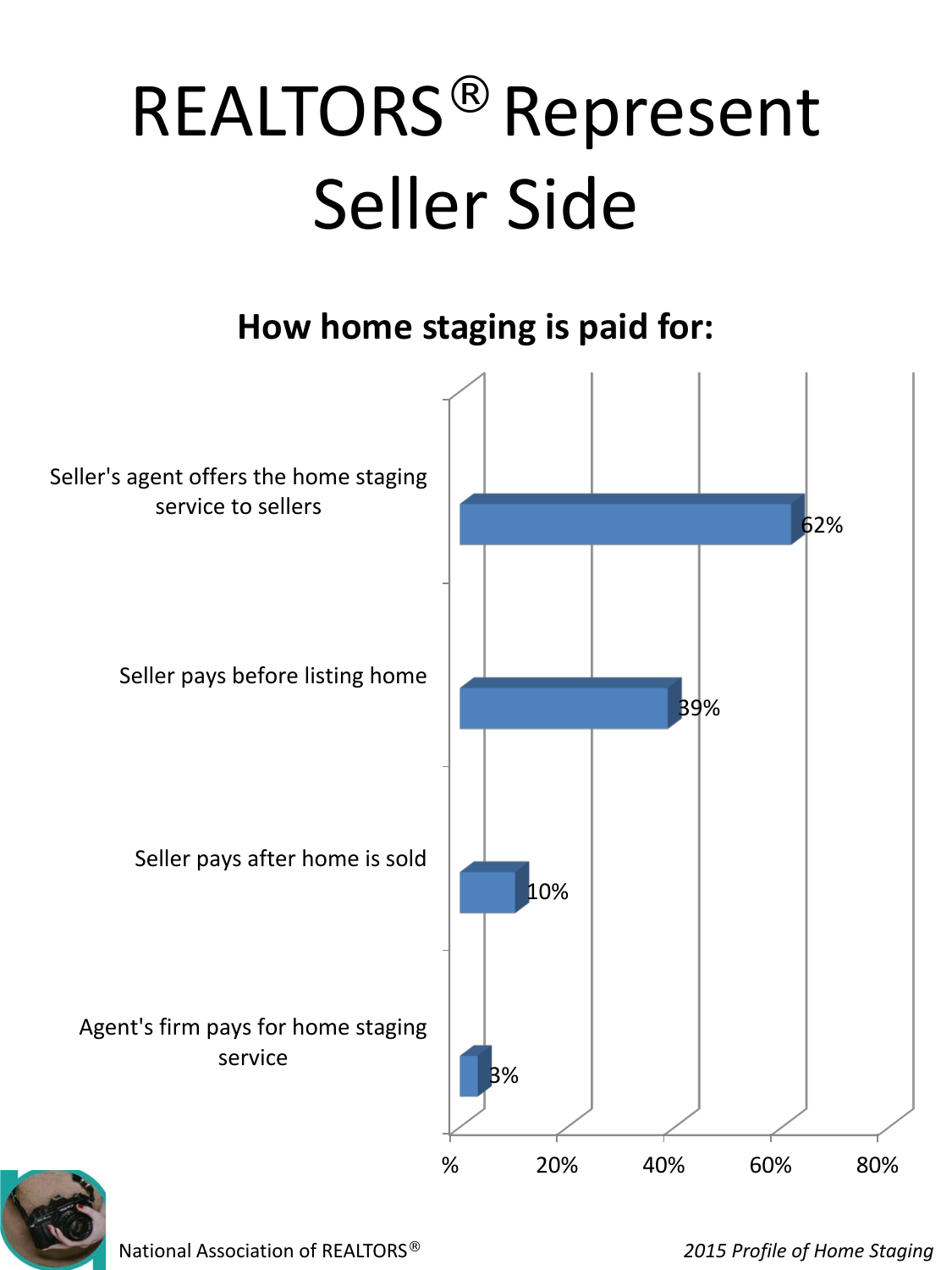# REALTORS® Represent Seller Side

**How home staging is paid for:**

| How home staging is paid for | Percent |
| --- | --- |
| Seller's agent offers the home staging service to sellers | 62% |
| Seller pays before listing home | 39% |
| Seller pays after home is sold | 10% |
| Agent's firm pays for home staging service | 3% |

National Association of REALTORS®

*2015 Profile of Home Staging*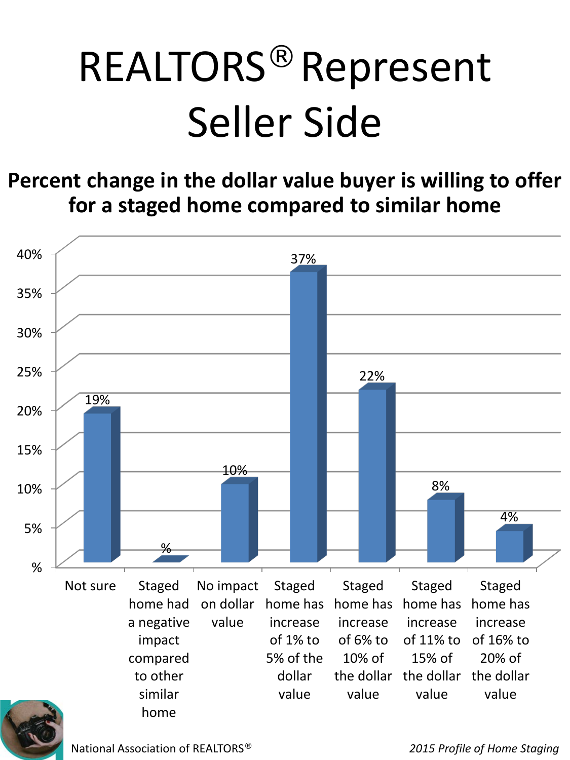# REALTORS® Represent Seller Side

**Percent change in the dollar value buyer is willing to offer for a staged home compared to similar home**

| Response | Percent |
|---|---|
| Not sure | 19% |
| Staged home had a negative impact compared to other similar home | % |
| No impact on dollar value | 10% |
| Staged home has increase of 1% to 5% of the dollar value | 37% |
| Staged home has increase of 6% to 10% of the dollar value | 22% |
| Staged home has increase of 11% to 15% of the dollar value | 8% |
| Staged home has increase of 16% to 20% of the dollar value | 4% |

National Association of REALTORS®

*2015 Profile of Home Staging*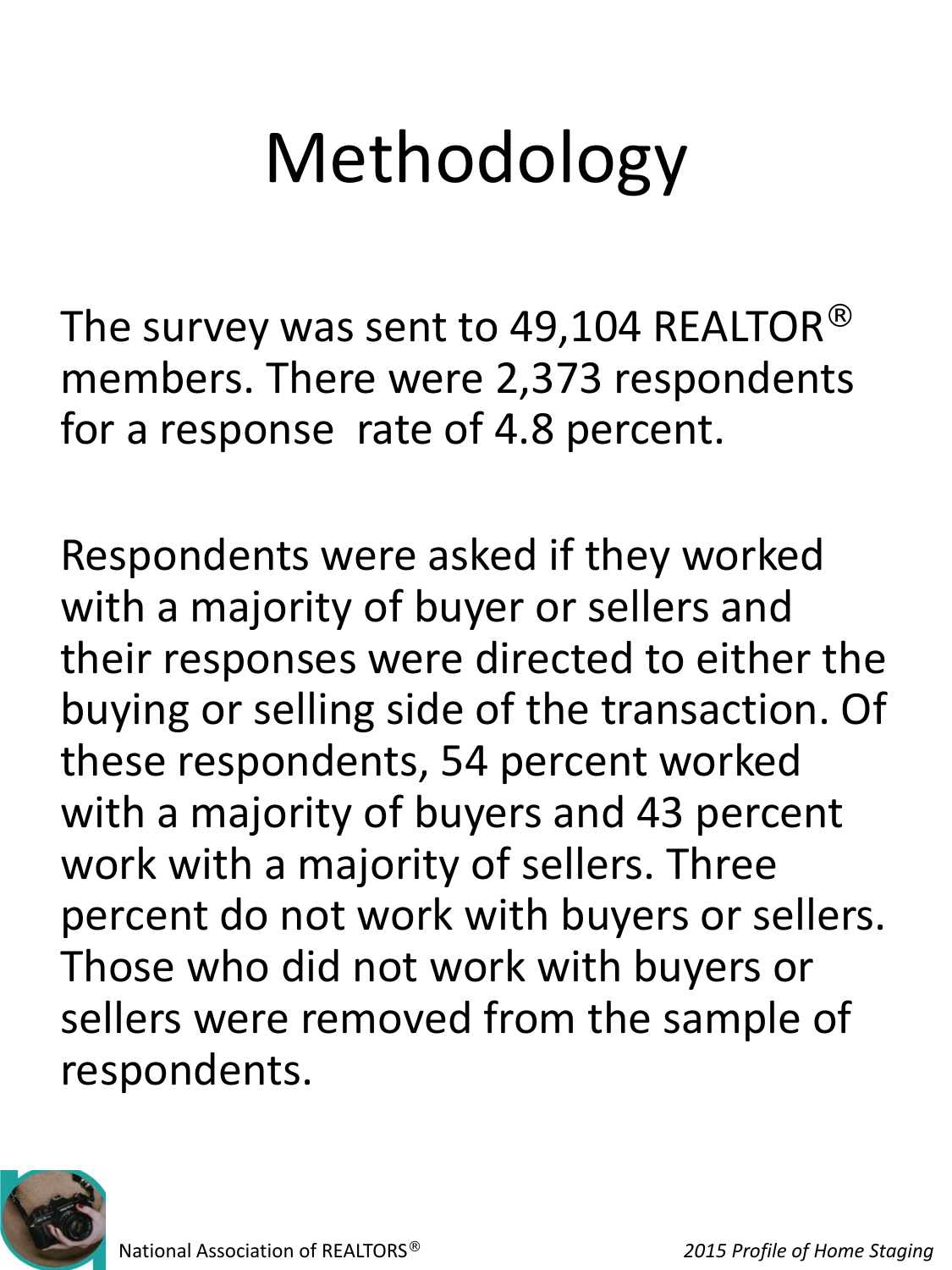# Methodology

The survey was sent to 49,104 REALTOR® members. There were 2,373 respondents for a response rate of 4.8 percent.

Respondents were asked if they worked with a majority of buyer or sellers and their responses were directed to either the buying or selling side of the transaction. Of these respondents, 54 percent worked with a majority of buyers and 43 percent work with a majority of sellers. Three percent do not work with buyers or sellers. Those who did not work with buyers or sellers were removed from the sample of respondents.